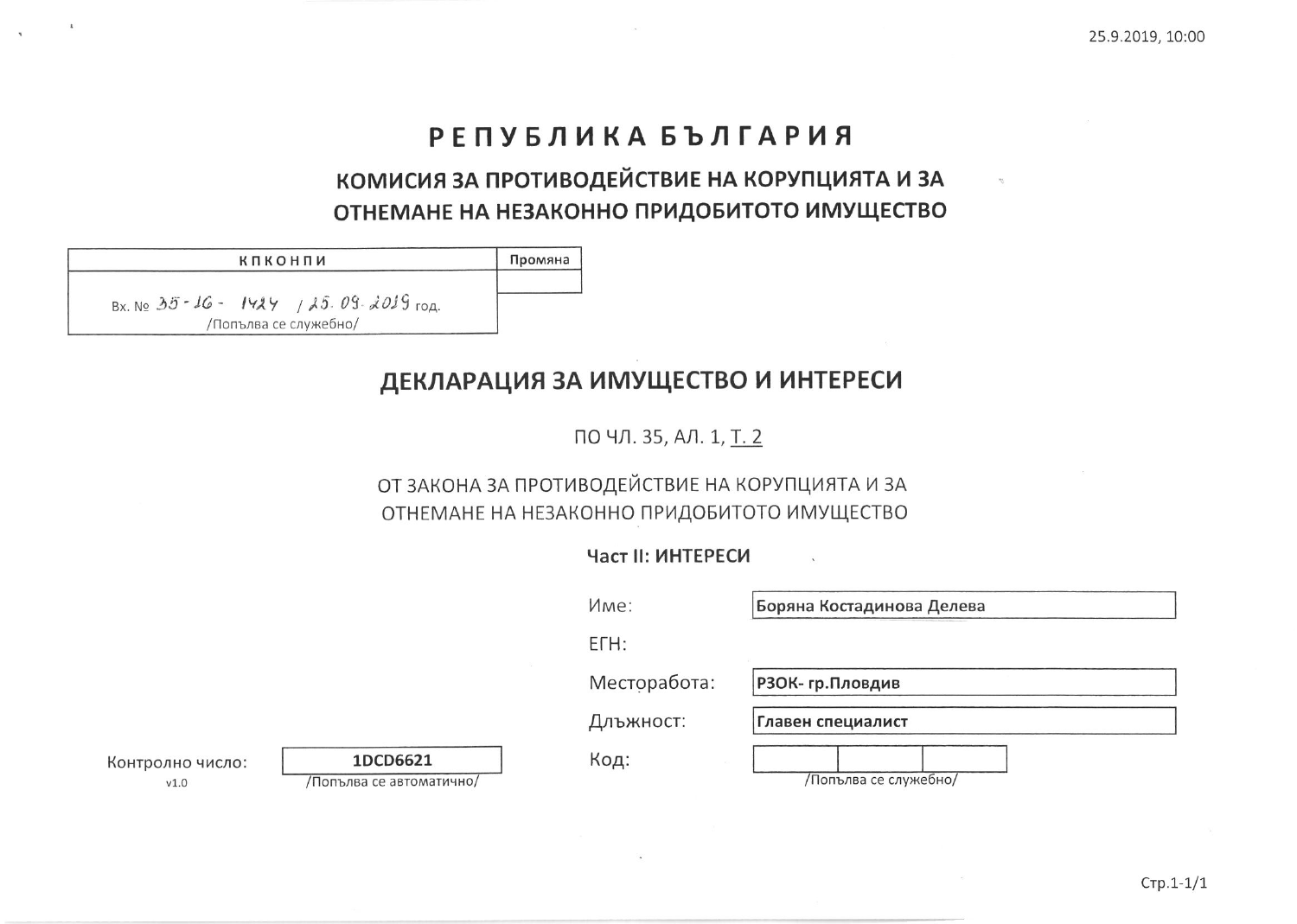# РЕПУБЛИКА БЪЛГАРИЯ

## КОМИСИЯ ЗА ПРОТИВОДЕЙСТВИЕ НА КОРУПЦИЯТА И ЗА ОТНЕМАНЕ НА НЕЗАКОННО ПРИДОБИТОТО ИМУЩЕСТВО

| КПКОНПИ | Промяна |
|---|---|
| Вх. № 35-16- 1424 / 25.09.2019 год.<br>/Попълва се служебно/ | |

## ДЕКЛАРАЦИЯ ЗА ИМУЩЕСТВО И ИНТЕРЕСИ

ПО ЧЛ. 35, АЛ. 1, Т. 2

ОТ ЗАКОНА ЗА ПРОТИВОДЕЙСТВИЕ НА КОРУПЦИЯТА И ЗА ОТНЕМАНЕ НА НЕЗАКОННО ПРИДОБИТОТО ИМУЩЕСТВО

**Част II: ИНТЕРЕСИ**

Име: **Боряна Костадинова Делева**

ЕГН:

Месторабота: **РЗОК- гр.Пловдив**

Длъжност: **Главен специалист**

Код: /Попълва се служебно/

Контролно число: **1DCD6621** /Попълва се автоматично/

v1.0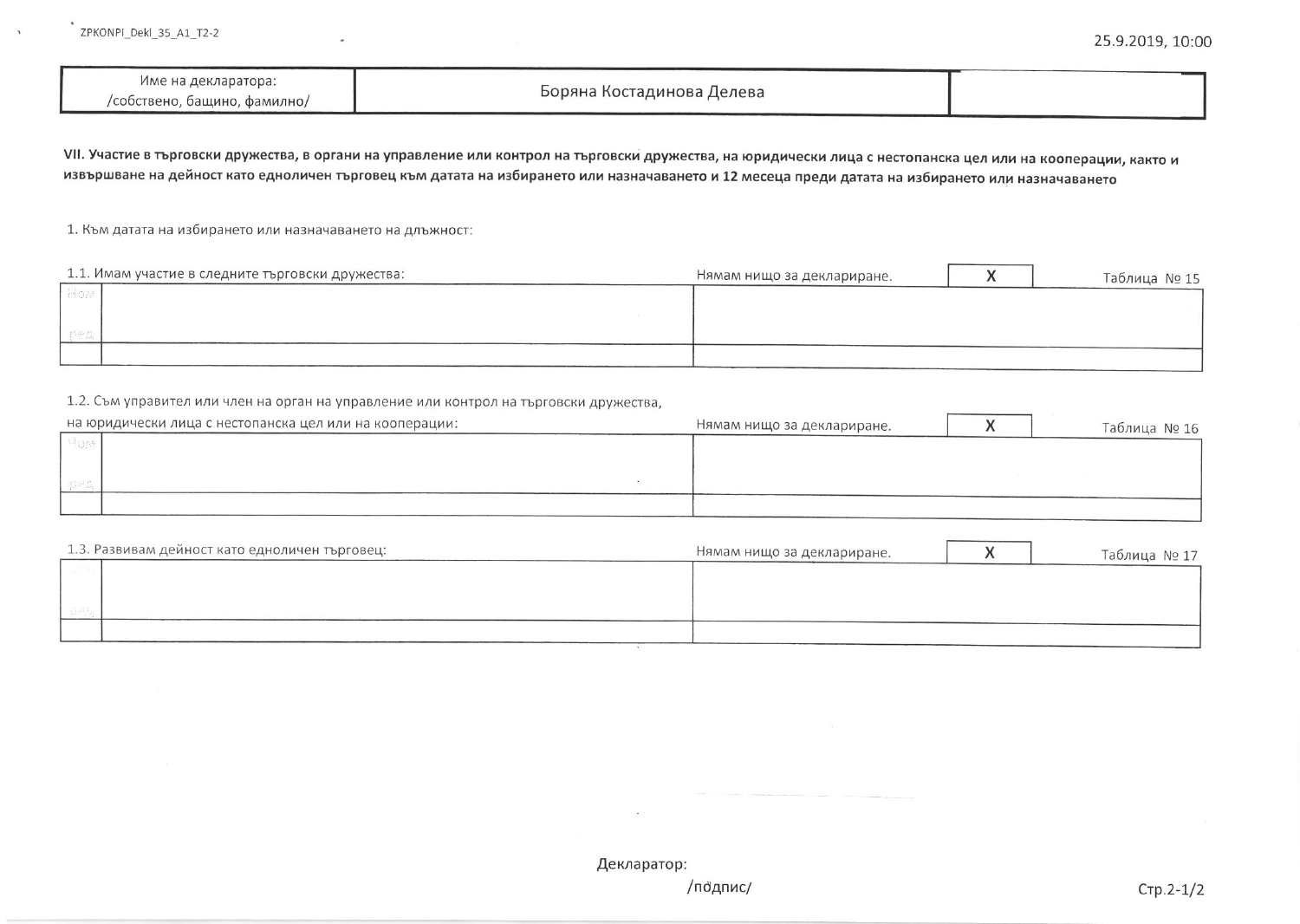| Име на декларатора: /собствено, бащино, фамилно/ | Боряна Костадинова Делева | |
|---|---|---|

**VII. Участие в търговски дружества, в органи на управление или контрол на търговски дружества, на юридически лица с нестопанска цел или на кооперации, както и извършване на дейност като едноличен търговец към датата на избирането или назначаването и 12 месеца преди датата на избирането или назначаването**

1. Към датата на избирането или назначаването на длъжност:

1.1. Имам участие в следните търговски дружества: Нямам нищо за деклариране. X — Таблица № 15

| Ном ред | | |
|---|---|---|
| | | |

1.2. Съм управител или член на орган на управление или контрол на търговски дружества, на юридически лица с нестопанска цел или на кооперации: Нямам нищо за деклариране. X — Таблица № 16

| Ном ред | | |
|---|---|---|
| | | |

1.3. Развивам дейност като едноличен търговец: Нямам нищо за деклариране. X — Таблица № 17

| Ном ред | | |
|---|---|---|
| | | |

Декларатор:

/подпис/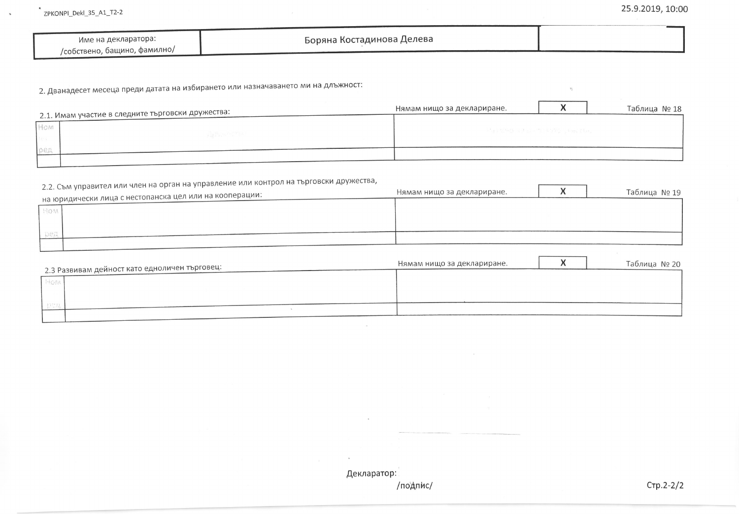| Име на декларатора: /собствено, бащино, фамилно/ | Боряна Костадинова Делева | |
|---|---|---|

2. Дванадесет месеца преди датата на избирането или назначаването ми на длъжност:

2.1. Имам участие в следните търговски дружества: Нямам нищо за деклариране. **X** Таблица № 18

| Ном. по ред | | |
|---|---|---|
| | | |

2.2. Съм управител или член на орган на управление или контрол на търговски дружества, на юридически лица с нестопанска цел или на кооперации: Нямам нищо за деклариране. **X** Таблица № 19

| Ном. по ред | | |
|---|---|---|
| | | |

2.3 Развивам дейност като едноличен търговец: Нямам нищо за деклариране. **X** Таблица № 20

| Ном. по ред | | |
|---|---|---|
| | | |

Декларатор:
/подпис/